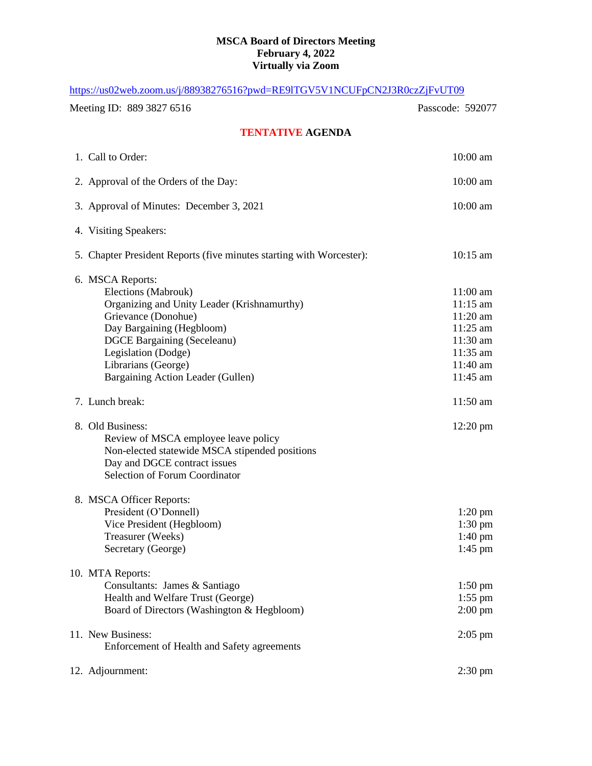**MSCA Board of Directors Meeting**
**February 4, 2022**
**Virtually via Zoom**

https://us02web.zoom.us/j/88938276516?pwd=RE9lTGV5V1NCUFpCN2J3R0czZjFvUT09

Meeting ID: 889 3827 6516 Passcode: 592077

## TENTATIVE AGENDA

| | |
|---|---|
| 1. Call to Order: | 10:00 am |
| 2. Approval of the Orders of the Day: | 10:00 am |
| 3. Approval of Minutes: December 3, 2021 | 10:00 am |
| 4. Visiting Speakers: | |
| 5. Chapter President Reports (five minutes starting with Worcester): | 10:15 am |
| 6. MSCA Reports: | |
| Elections (Mabrouk) | 11:00 am |
| Organizing and Unity Leader (Krishnamurthy) | 11:15 am |
| Grievance (Donohue) | 11:20 am |
| Day Bargaining (Hegbloom) | 11:25 am |
| DGCE Bargaining (Seceleanu) | 11:30 am |
| Legislation (Dodge) | 11:35 am |
| Librarians (George) | 11:40 am |
| Bargaining Action Leader (Gullen) | 11:45 am |
| 7. Lunch break: | 11:50 am |
| 8. Old Business: | 12:20 pm |
| Review of MSCA employee leave policy | |
| Non-elected statewide MSCA stipended positions | |
| Day and DGCE contract issues | |
| Selection of Forum Coordinator | |
| 8. MSCA Officer Reports: | |
| President (O'Donnell) | 1:20 pm |
| Vice President (Hegbloom) | 1:30 pm |
| Treasurer (Weeks) | 1:40 pm |
| Secretary (George) | 1:45 pm |
| 10. MTA Reports: | |
| Consultants: James & Santiago | 1:50 pm |
| Health and Welfare Trust (George) | 1:55 pm |
| Board of Directors (Washington & Hegbloom) | 2:00 pm |
| 11. New Business: | 2:05 pm |
| Enforcement of Health and Safety agreements | |
| 12. Adjournment: | 2:30 pm |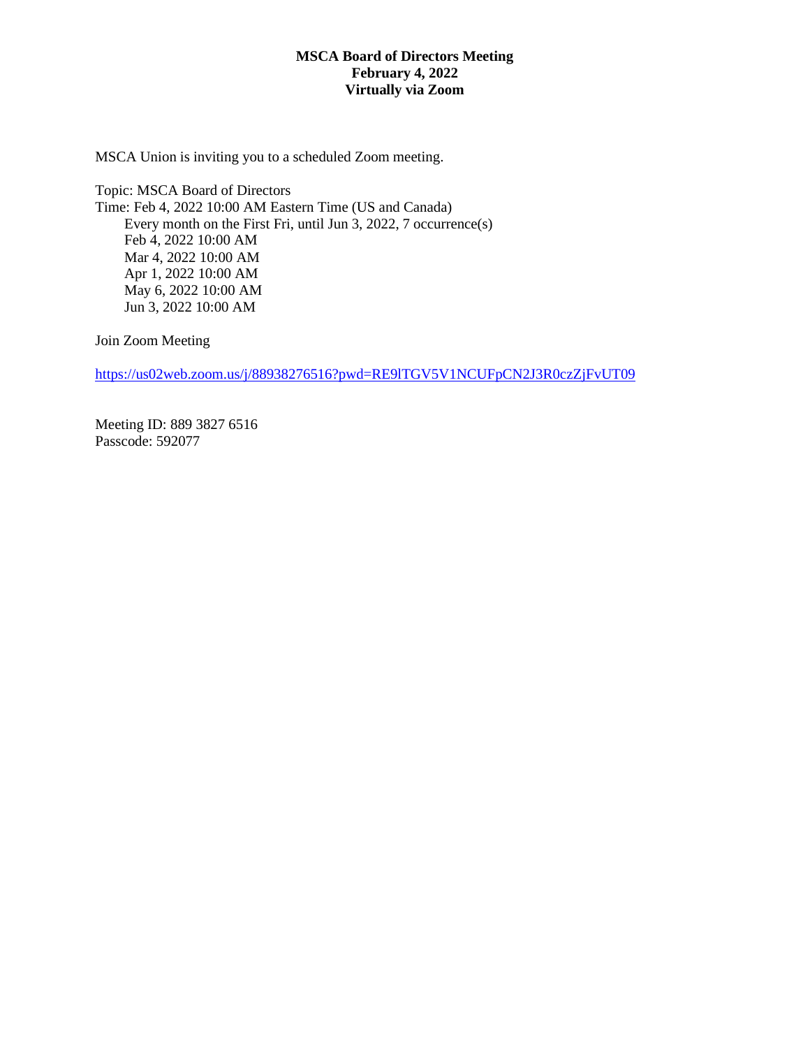**MSCA Board of Directors Meeting**
**February 4, 2022**
**Virtually via Zoom**

MSCA Union is inviting you to a scheduled Zoom meeting.

Topic: MSCA Board of Directors
Time: Feb 4, 2022 10:00 AM Eastern Time (US and Canada)
Every month on the First Fri, until Jun 3, 2022, 7 occurrence(s)
Feb 4, 2022 10:00 AM
Mar 4, 2022 10:00 AM
Apr 1, 2022 10:00 AM
May 6, 2022 10:00 AM
Jun 3, 2022 10:00 AM

Join Zoom Meeting

https://us02web.zoom.us/j/88938276516?pwd=RE9lTGV5V1NCUFpCN2J3R0czZjFvUT09

Meeting ID: 889 3827 6516
Passcode: 592077